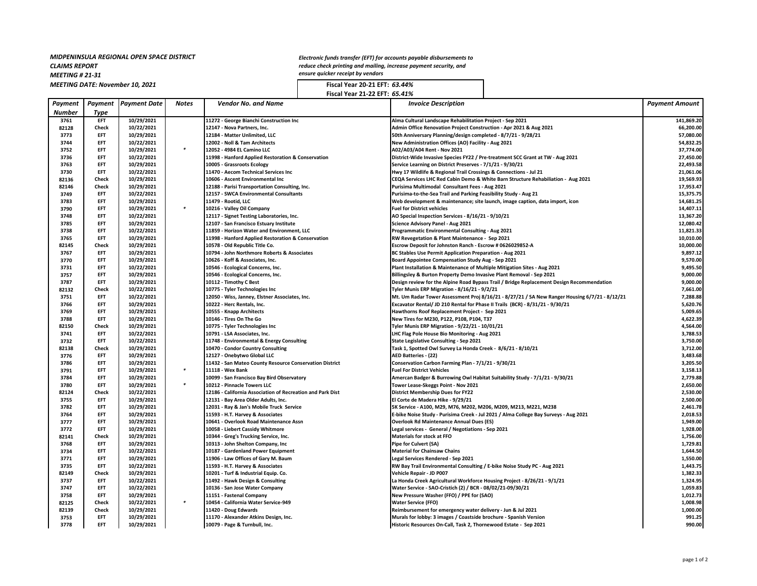***MIDPENINSULA REGIONAL OPEN SPACE DISTRICT***
***CLAIMS REPORT***
***MEETING # 21-31***
***MEETING DATE: November 10, 2021***

*Electronic funds transfer (EFT) for accounts payable disbursements to reduce check printing and mailing, increase payment security, and ensure quicker receipt by vendors*

**Fiscal Year 20-21 EFT: *63.44%***
**Fiscal Year 21-22 EFT: *65.41%***

| Payment Number | Payment Type | Payment Date | Notes | Vendor No. and Name | Invoice Description | Payment Amount |
|---|---|---|---|---|---|---|
| 3761 | EFT | 10/29/2021 | | 11272 - George Bianchi Construction Inc | Alma Cultural Landscape Rehabilitation Project - Sep 2021 | 141,869.20 |
| 82128 | Check | 10/22/2021 | | 12147 - Nova Partners, Inc. | Admin Office Renovation Project Construction - Apr 2021 & Aug 2021 | 66,200.00 |
| 3773 | EFT | 10/29/2021 | | 12184 - Matter Unlimited, LLC | 50th Anniversary Planning/design completed - 8/7/21 - 9/28/21 | 57,080.00 |
| 3744 | EFT | 10/22/2021 | | 12002 - Noll & Tam Architects | New Administration Offices (AO) Facility - Aug 2021 | 54,832.25 |
| 3752 | EFT | 10/29/2021 | * | 12052 - 4984 EL Camino LLC | A02/A03/A04 Rent - Nov 2021 | 37,774.00 |
| 3736 | EFT | 10/22/2021 | | 11998 - Hanford Applied Restoration & Conservation | District-Wide Invasive Species FY22 / Pre-treatment SCC Grant at TW - Aug 2021 | 27,450.00 |
| 3763 | EFT | 10/29/2021 | | 10005 - Grassroots Ecology | Service Learning on District Preserves - 7/1/21 - 9/30/21 | 22,493.58 |
| 3730 | EFT | 10/22/2021 | | 11470 - Aecom Technical Services Inc | Hwy 17 Wildlife & Regional Trail Crossings & Connections - Jul 21 | 21,061.06 |
| 82136 | Check | 10/29/2021 | | 10606 - Ascent Environmental Inc | CEQA Services LHC Red Cabin Demo & White Barn Structure Rehabiliation - Aug 2021 | 19,569.93 |
| 82146 | Check | 10/29/2021 | | 12188 - Parisi Transportation Consulting, Inc. | Purisima Multimodal Consultant Fees - Aug 2021 | 17,953.47 |
| 3749 | EFT | 10/22/2021 | | 12157 - SWCA Environmental Consultants | Purisima-to-the-Sea Trail and Parking Feasibility Study - Aug 21 | 15,375.75 |
| 3783 | EFT | 10/29/2021 | | 11479 - Rootid, LLC | Web development & maintenance; site launch, image caption, data import, icon | 14,681.25 |
| 3790 | EFT | 10/29/2021 | * | 10216 - Valley Oil Company | Fuel for District vehicles | 14,407.11 |
| 3748 | EFT | 10/22/2021 | | 12117 - Signet Testing Laboratories, Inc. | AO Special Inspection Services - 8/16/21 - 9/10/21 | 13,367.20 |
| 3785 | EFT | 10/29/2021 | | 12107 - San Francisco Estuary Institute | Science Advisory Panel - Aug 2021 | 12,080.42 |
| 3738 | EFT | 10/22/2021 | | 11859 - Horizon Water and Environment, LLC | Programmatic Environmental Consulting - Aug 2021 | 11,821.33 |
| 3765 | EFT | 10/29/2021 | | 11998 - Hanford Applied Restoration & Conservation | RW Revegetation & Plant Maintenance - Sep 2021 | 10,010.00 |
| 82145 | Check | 10/29/2021 | | 10578 - Old Republic Title Co. | Escrow Deposit for Johnston Ranch - Escrow # 0626029852-A | 10,000.00 |
| 3767 | EFT | 10/29/2021 | | 10794 - John Northmore Roberts & Associates | BC Stables Use Permit Application Preparation - Aug 2021 | 9,897.12 |
| 3770 | EFT | 10/29/2021 | | 10626 - Koff & Associates, Inc. | Board Appointee Compensation Study Aug - Sep 2021 | 9,570.00 |
| 3731 | EFT | 10/22/2021 | | 10546 - Ecological Concerns, Inc. | Plant Installation & Maintenance of Multiple Mitigation Sites - Aug 2021 | 9,495.50 |
| 3757 | EFT | 10/29/2021 | | 10546 - Ecological Concerns, Inc. | Billingsley & Burton Property Demo Invasive Plant Removal - Sep 2021 | 9,000.00 |
| 3787 | EFT | 10/29/2021 | | 10112 - Timothy C Best | Design review for the Alpine Road Bypass Trail / Bridge Replacement Design Recommendation | 9,000.00 |
| 82132 | Check | 10/22/2021 | | 10775 - Tyler Technologies Inc | Tyler Munis ERP Migration - 8/16/21 - 9/2/21 | 7,661.00 |
| 3751 | EFT | 10/22/2021 | | 12050 - Wiss, Janney, Elstner Associates, Inc. | Mt. Um Radar Tower Assessment Proj 8/16/21 - 8/27/21 / SA New Ranger Housing 6/7/21 - 8/12/21 | 7,288.88 |
| 3766 | EFT | 10/29/2021 | | 10222 - Herc Rentals, Inc. | Excavator Rental/ JD 210 Rental for Phase II Trails (BCR) - 8/31/21 - 9/30/21 | 5,620.76 |
| 3769 | EFT | 10/29/2021 | | 10555 - Knapp Architects | Hawthorns Roof Replacement Project - Sep 2021 | 5,009.65 |
| 3788 | EFT | 10/29/2021 | | 10146 - Tires On The Go | New Tires for M230, P122, P108, P104, T37 | 4,622.39 |
| 82150 | Check | 10/29/2021 | | 10775 - Tyler Technologies Inc | Tyler Munis ERP Migration - 9/22/21 - 10/01/21 | 4,564.00 |
| 3741 | EFT | 10/22/2021 | | 10791 - LSA Associates, Inc. | LHC Flag Pole House Bio Monitoring - Aug 2021 | 3,788.53 |
| 3732 | EFT | 10/22/2021 | | 11748 - Environmental & Energy Consulting | State Legislative Consulting - Sep 2021 | 3,750.00 |
| 82138 | Check | 10/29/2021 | | 10470 - Condor Country Consulting | Task 1, Spotted Owl Survey La Honda Creek - 8/6/21 - 8/10/21 | 3,712.00 |
| 3776 | EFT | 10/29/2021 | | 12127 - Onebytwo Global LLC | AED Batteries - (22) | 3,483.68 |
| 3786 | EFT | 10/29/2021 | | 11432 - San Mateo County Resource Conservation District | Conservation Carbon Farming Plan - 7/1/21 - 9/30/21 | 3,205.50 |
| 3791 | EFT | 10/29/2021 | * | 11118 - Wex Bank | Fuel For District Vehicles | 3,158.13 |
| 3784 | EFT | 10/29/2021 | | 10099 - San Francisco Bay Bird Observatory | Amercan Badger & Burrowing Owl Habitat Suitability Study - 7/1/21 - 9/30/21 | 2,779.88 |
| 3780 | EFT | 10/29/2021 | * | 10212 - Pinnacle Towers LLC | Tower Lease-Skeggs Point - Nov 2021 | 2,650.00 |
| 82124 | Check | 10/22/2021 | | 12186 - California Association of Recreation and Park Dist | District Membership Dues for FY22 | 2,530.00 |
| 3755 | EFT | 10/29/2021 | | 12131 - Bay Area Older Adults, Inc. | El Corte de Madera Hike - 9/29/21 | 2,500.00 |
| 3782 | EFT | 10/29/2021 | | 12031 - Ray & Jan's Mobile Truck Service | 5K Service - A100, M29, M76, M202, M206, M209, M213, M221, M238 | 2,461.78 |
| 3764 | EFT | 10/29/2021 | | 11593 - H.T. Harvey & Associates | E-bike Noise Study - Purisima Creek - Jul 2021 / Alma College Bay Surveys - Aug 2021 | 2,018.53 |
| 3777 | EFT | 10/29/2021 | | 10641 - Overlook Road Maintenance Assn | Overlook Rd Maintenance Annual Dues (ES) | 1,949.00 |
| 3772 | EFT | 10/29/2021 | | 10058 - Liebert Cassidy Whitmore | Legal services - General / Negotiations - Sep 2021 | 1,928.00 |
| 82141 | Check | 10/29/2021 | | 10344 - Greg's Trucking Service, Inc. | Materials for stock at FFO | 1,756.00 |
| 3768 | EFT | 10/29/2021 | | 10313 - John Shelton Company, Inc | Pipe for Culvert (SA) | 1,729.81 |
| 3734 | EFT | 10/22/2021 | | 10187 - Gardenland Power Equipment | Material for Chainsaw Chains | 1,644.50 |
| 3771 | EFT | 10/29/2021 | | 11906 - Law Offices of Gary M. Baum | Legal Services Rendered - Sep 2021 | 1,550.00 |
| 3735 | EFT | 10/22/2021 | | 11593 - H.T. Harvey & Associates | RW Bay Trail Environmental Consulting / E-bike Noise Study PC - Aug 2021 | 1,443.75 |
| 82149 | Check | 10/29/2021 | | 10201 - Turf & Industrial Equip. Co. | Vehicle Repair - JD P007 | 1,382.33 |
| 3737 | EFT | 10/22/2021 | | 11492 - Hawk Design & Consulting | La Honda Creek Agricultural Workforce Housing Project - 8/26/21 - 9/1/21 | 1,324.95 |
| 3747 | EFT | 10/22/2021 | | 10136 - San Jose Water Company | Water Service - SAO-Cristich (2) / BCR - 08/02/21-09/30/21 | 1,059.83 |
| 3758 | EFT | 10/29/2021 | | 11151 - Fastenal Company | New Pressure Washer (FFO) / PPE for (SAO) | 1,012.73 |
| 82125 | Check | 10/22/2021 | * | 10454 - California Water Service-949 | Water Service (FFO) | 1,008.98 |
| 82139 | Check | 10/29/2021 | | 11420 - Doug Edwards | Reimbursement for emergency water delivery - Jun & Jul 2021 | 1,000.00 |
| 3753 | EFT | 10/29/2021 | | 11170 - Alexander Atkins Design, Inc. | Murals for lobby: 3 images / Coastside brochure - Spanish Version | 991.25 |
| 3778 | EFT | 10/29/2021 | | 10079 - Page & Turnbull, Inc. | Historic Resources On-Call, Task 2, Thornewood Estate - Sep 2021 | 990.00 |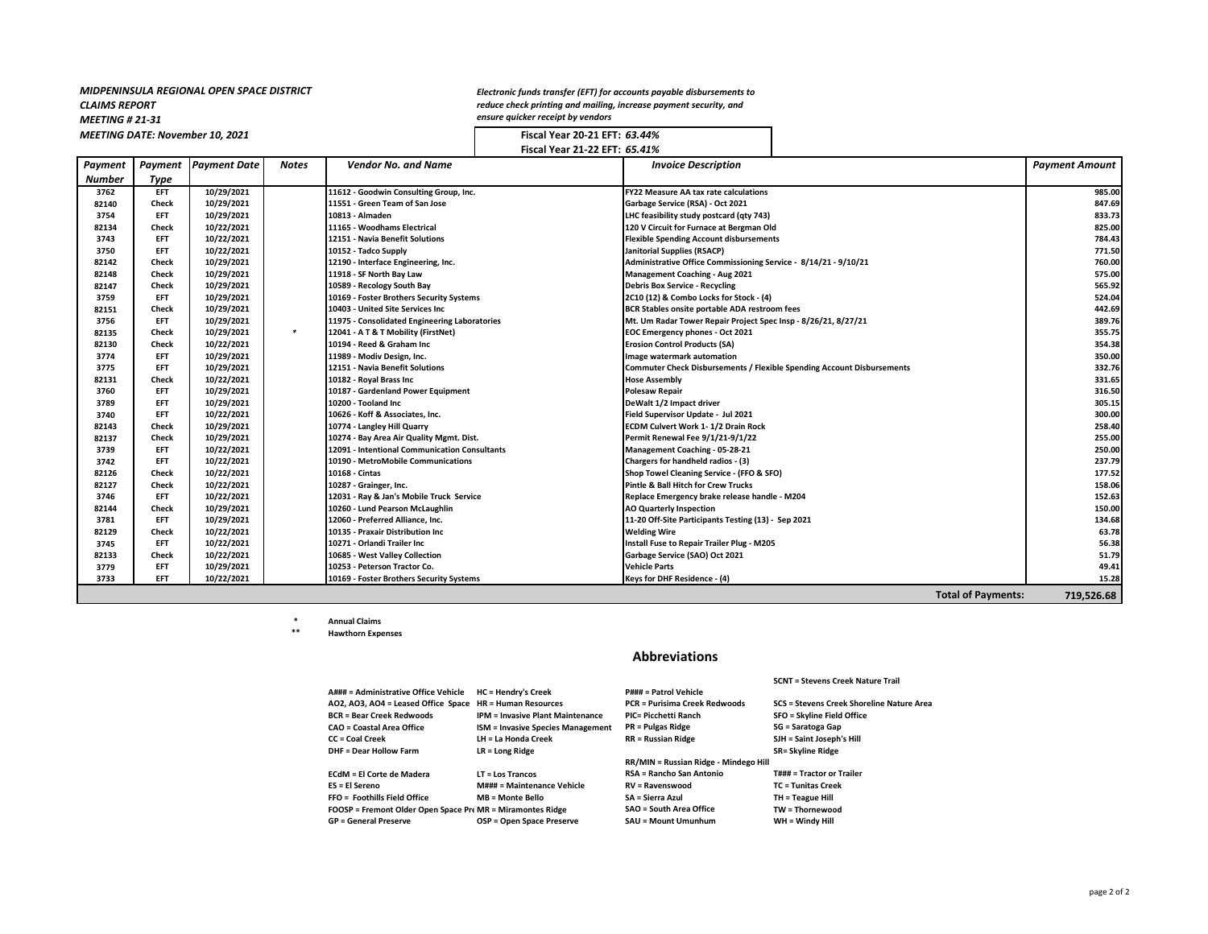*MIDPENINSULA REGIONAL OPEN SPACE DISTRICT*
*CLAIMS REPORT*
*MEETING # 21-31*
*MEETING DATE: November 10, 2021*

*Electronic funds transfer (EFT) for accounts payable disbursements to reduce check printing and mailing, increase payment security, and ensure quicker receipt by vendors*

**Fiscal Year 20-21 EFT:** ***63.44%***
**Fiscal Year 21-22 EFT:** ***65.41%***

| Payment Number | Payment Type | Payment Date | Notes | Vendor No. and Name | Invoice Description | Payment Amount |
|---|---|---|---|---|---|---|
| 3762 | EFT | 10/29/2021 | | 11612 - Goodwin Consulting Group, Inc. | FY22 Measure AA tax rate calculations | 985.00 |
| 82140 | Check | 10/29/2021 | | 11551 - Green Team of San Jose | Garbage Service (RSA) - Oct 2021 | 847.69 |
| 3754 | EFT | 10/29/2021 | | 10813 - Almaden | LHC feasibility study postcard (qty 743) | 833.73 |
| 82134 | Check | 10/22/2021 | | 11165 - Woodhams Electrical | 120 V Circuit for Furnace at Bergman Old | 825.00 |
| 3743 | EFT | 10/22/2021 | | 12151 - Navia Benefit Solutions | Flexible Spending Account disbursements | 784.43 |
| 3750 | EFT | 10/22/2021 | | 10152 - Tadco Supply | Janitorial Supplies (RSACP) | 771.50 |
| 82142 | Check | 10/29/2021 | | 12190 - Interface Engineering, Inc. | Administrative Office Commissioning Service - 8/14/21 - 9/10/21 | 760.00 |
| 82148 | Check | 10/29/2021 | | 11918 - SF North Bay Law | Management Coaching - Aug 2021 | 575.00 |
| 82147 | Check | 10/29/2021 | | 10589 - Recology South Bay | Debris Box Service - Recycling | 565.92 |
| 3759 | EFT | 10/29/2021 | | 10169 - Foster Brothers Security Systems | 2C10 (12) & Combo Locks for Stock - (4) | 524.04 |
| 82151 | Check | 10/29/2021 | | 10403 - United Site Services Inc | BCR Stables onsite portable ADA restroom fees | 442.69 |
| 3756 | EFT | 10/29/2021 | | 11975 - Consolidated Engineering Laboratories | Mt. Um Radar Tower Repair Project Spec Insp - 8/26/21, 8/27/21 | 389.76 |
| 82135 | Check | 10/29/2021 | * | 12041 - A T & T Mobility (FirstNet) | EOC Emergency phones - Oct 2021 | 355.75 |
| 82130 | Check | 10/22/2021 | | 10194 - Reed & Graham Inc | Erosion Control Products (SA) | 354.38 |
| 3774 | EFT | 10/29/2021 | | 11989 - Modiv Design, Inc. | Image watermark automation | 350.00 |
| 3775 | EFT | 10/29/2021 | | 12151 - Navia Benefit Solutions | Commuter Check Disbursements / Flexible Spending Account Disbursements | 332.76 |
| 82131 | Check | 10/22/2021 | | 10182 - Royal Brass Inc | Hose Assembly | 331.65 |
| 3760 | EFT | 10/29/2021 | | 10187 - Gardenland Power Equipment | Polesaw Repair | 316.50 |
| 3789 | EFT | 10/29/2021 | | 10200 - Tooland Inc | DeWalt 1/2 Impact driver | 305.15 |
| 3740 | EFT | 10/22/2021 | | 10626 - Koff & Associates, Inc. | Field Supervisor Update - Jul 2021 | 300.00 |
| 82143 | Check | 10/29/2021 | | 10774 - Langley Hill Quarry | ECDM Culvert Work 1- 1/2 Drain Rock | 258.40 |
| 82137 | Check | 10/29/2021 | | 10274 - Bay Area Air Quality Mgmt. Dist. | Permit Renewal Fee 9/1/21-9/1/22 | 255.00 |
| 3739 | EFT | 10/22/2021 | | 12091 - Intentional Communication Consultants | Management Coaching - 05-28-21 | 250.00 |
| 3742 | EFT | 10/22/2021 | | 10190 - MetroMobile Communications | Chargers for handheld radios - (3) | 237.79 |
| 82126 | Check | 10/22/2021 | | 10168 - Cintas | Shop Towel Cleaning Service - (FFO & SFO) | 177.52 |
| 82127 | Check | 10/22/2021 | | 10287 - Grainger, Inc. | Pintle & Ball Hitch for Crew Trucks | 158.06 |
| 3746 | EFT | 10/22/2021 | | 12031 - Ray & Jan's Mobile Truck Service | Replace Emergency brake release handle - M204 | 152.63 |
| 82144 | Check | 10/29/2021 | | 10260 - Lund Pearson McLaughlin | AO Quarterly Inspection | 150.00 |
| 3781 | EFT | 10/29/2021 | | 12060 - Preferred Alliance, Inc. | 11-20 Off-Site Participants Testing (13) - Sep 2021 | 134.68 |
| 82129 | Check | 10/22/2021 | | 10135 - Praxair Distribution Inc | Welding Wire | 63.78 |
| 3745 | EFT | 10/22/2021 | | 10271 - Orlandi Trailer Inc | Install Fuse to Repair Trailer Plug - M205 | 56.38 |
| 82133 | Check | 10/22/2021 | | 10685 - West Valley Collection | Garbage Service (SAO) Oct 2021 | 51.79 |
| 3779 | EFT | 10/29/2021 | | 10253 - Peterson Tractor Co. | Vehicle Parts | 49.41 |
| 3733 | EFT | 10/22/2021 | | 10169 - Foster Brothers Security Systems | Keys for DHF Residence - (4) | 15.28 |
| | | | | | **Total of Payments:** | **719,526.68** |

\* Annual Claims
\*\* Hawthorn Expenses

## Abbreviations

A### = Administrative Office Vehicle
AO2, AO3, AO4 = Leased Office Space
BCR = Bear Creek Redwoods
CAO = Coastal Area Office
CC = Coal Creek
DHF = Dear Hollow Farm
ECdM = El Corte de Madera
ES = El Sereno
FFO = Foothills Field Office
FOOSP = Fremont Older Open Space Pre
GP = General Preserve

HC = Hendry's Creek
HR = Human Resources
IPM = Invasive Plant Maintenance
ISM = Invasive Species Management
LH = La Honda Creek
LR = Long Ridge
LT = Los Trancos
M### = Maintenance Vehicle
MB = Monte Bello
MR = Miramontes Ridge
OSP = Open Space Preserve

P### = Patrol Vehicle
PCR = Purisima Creek Redwoods
PIC= Picchetti Ranch
PR = Pulgas Ridge
RR = Russian Ridge
RR/MIN = Russian Ridge - Mindego Hill
RSA = Rancho San Antonio
RV = Ravenswood
SA = Sierra Azul
SAO = South Area Office
SAU = Mount Umunhum

SCNT = Stevens Creek Nature Trail
SCS = Stevens Creek Shoreline Nature Area
SFO = Skyline Field Office
SG = Saratoga Gap
SJH = Saint Joseph's Hill
SR= Skyline Ridge
T### = Tractor or Trailer
TC = Tunitas Creek
TH = Teague Hill
TW = Thornewood
WH = Windy Hill